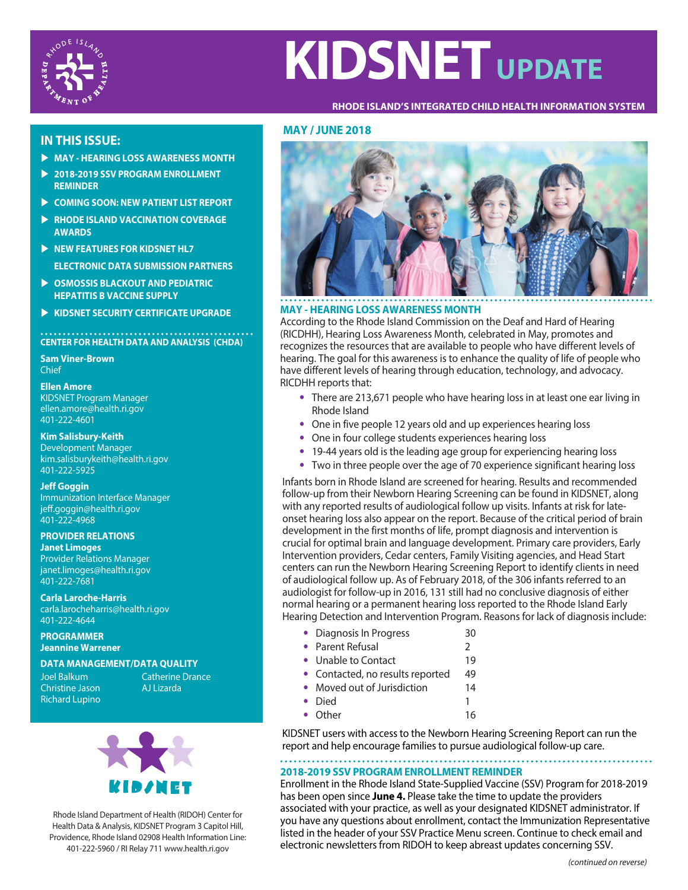# KIDSNET UPDATE

**RHODE ISLAND'S INTEGRATED CHILD HEALTH INFORMATION SYSTEM**

## IN THIS ISSUE:

- MAY - HEARING LOSS AWARENESS MONTH
- 2018-2019 SSV PROGRAM ENROLLMENT REMINDER
- COMING SOON: NEW PATIENT LIST REPORT
- RHODE ISLAND VACCINATION COVERAGE AWARDS
- NEW FEATURES FOR KIDSNET HL7 ELECTRONIC DATA SUBMISSION PARTNERS
- OSMOSSIS BLACKOUT AND PEDIATRIC HEPATITIS B VACCINE SUPPLY
- KIDSNET SECURITY CERTIFICATE UPGRADE

### CENTER FOR HEALTH DATA AND ANALYSIS (CHDA)

**Sam Viner-Brown**
Chief

**Ellen Amore**
KIDSNET Program Manager
ellen.amore@health.ri.gov
401-222-4601

**Kim Salisbury-Keith**
Development Manager
kim.salisburykeith@health.ri.gov
401-222-5925

**Jeff Goggin**
Immunization Interface Manager
jeff.goggin@health.ri.gov
401-222-4968

**PROVIDER RELATIONS**

**Janet Limoges**
Provider Relations Manager
janet.limoges@health.ri.gov
401-222-7681

**Carla Laroche-Harris**
carla.larocheharris@health.ri.gov
401-222-4644

**PROGRAMMER**

**Jeannine Warrener**

**DATA MANAGEMENT/DATA QUALITY**

Joel Balkum
Christine Jason
Richard Lupino
Catherine Drance
AJ Lizarda

Rhode Island Department of Health (RIDOH) Center for Health Data & Analysis, KIDSNET Program 3 Capitol Hill, Providence, Rhode Island 02908 Health Information Line: 401-222-5960 / RI Relay 711 www.health.ri.gov

## MAY / JUNE 2018

### MAY - HEARING LOSS AWARENESS MONTH

According to the Rhode Island Commission on the Deaf and Hard of Hearing (RICDHH), Hearing Loss Awareness Month, celebrated in May, promotes and recognizes the resources that are available to people who have different levels of hearing. The goal for this awareness is to enhance the quality of life of people who have different levels of hearing through education, technology, and advocacy. RICDHH reports that:

- There are 213,671 people who have hearing loss in at least one ear living in Rhode Island
- One in five people 12 years old and up experiences hearing loss
- One in four college students experiences hearing loss
- 19-44 years old is the leading age group for experiencing hearing loss
- Two in three people over the age of 70 experience significant hearing loss

Infants born in Rhode Island are screened for hearing. Results and recommended follow-up from their Newborn Hearing Screening can be found in KIDSNET, along with any reported results of audiological follow up visits. Infants at risk for late-onset hearing loss also appear on the report. Because of the critical period of brain development in the first months of life, prompt diagnosis and intervention is crucial for optimal brain and language development. Primary care providers, Early Intervention providers, Cedar centers, Family Visiting agencies, and Head Start centers can run the Newborn Hearing Screening Report to identify clients in need of audiological follow up. As of February 2018, of the 306 infants referred to an audiologist for follow-up in 2016, 131 still had no conclusive diagnosis of either normal hearing or a permanent hearing loss reported to the Rhode Island Early Hearing Detection and Intervention Program. Reasons for lack of diagnosis include:

- Diagnosis In Progress 30
- Parent Refusal 2
- Unable to Contact 19
- Contacted, no results reported 49
- Moved out of Jurisdiction 14
- Died 1
- Other 16

KIDSNET users with access to the Newborn Hearing Screening Report can run the report and help encourage families to pursue audiological follow-up care.

### 2018-2019 SSV PROGRAM ENROLLMENT REMINDER

Enrollment in the Rhode Island State-Supplied Vaccine (SSV) Program for 2018-2019 has been open since **June 4.** Please take the time to update the providers associated with your practice, as well as your designated KIDSNET administrator. If you have any questions about enrollment, contact the Immunization Representative listed in the header of your SSV Practice Menu screen. Continue to check email and electronic newsletters from RIDOH to keep abreast updates concerning SSV.

*(continued on reverse)*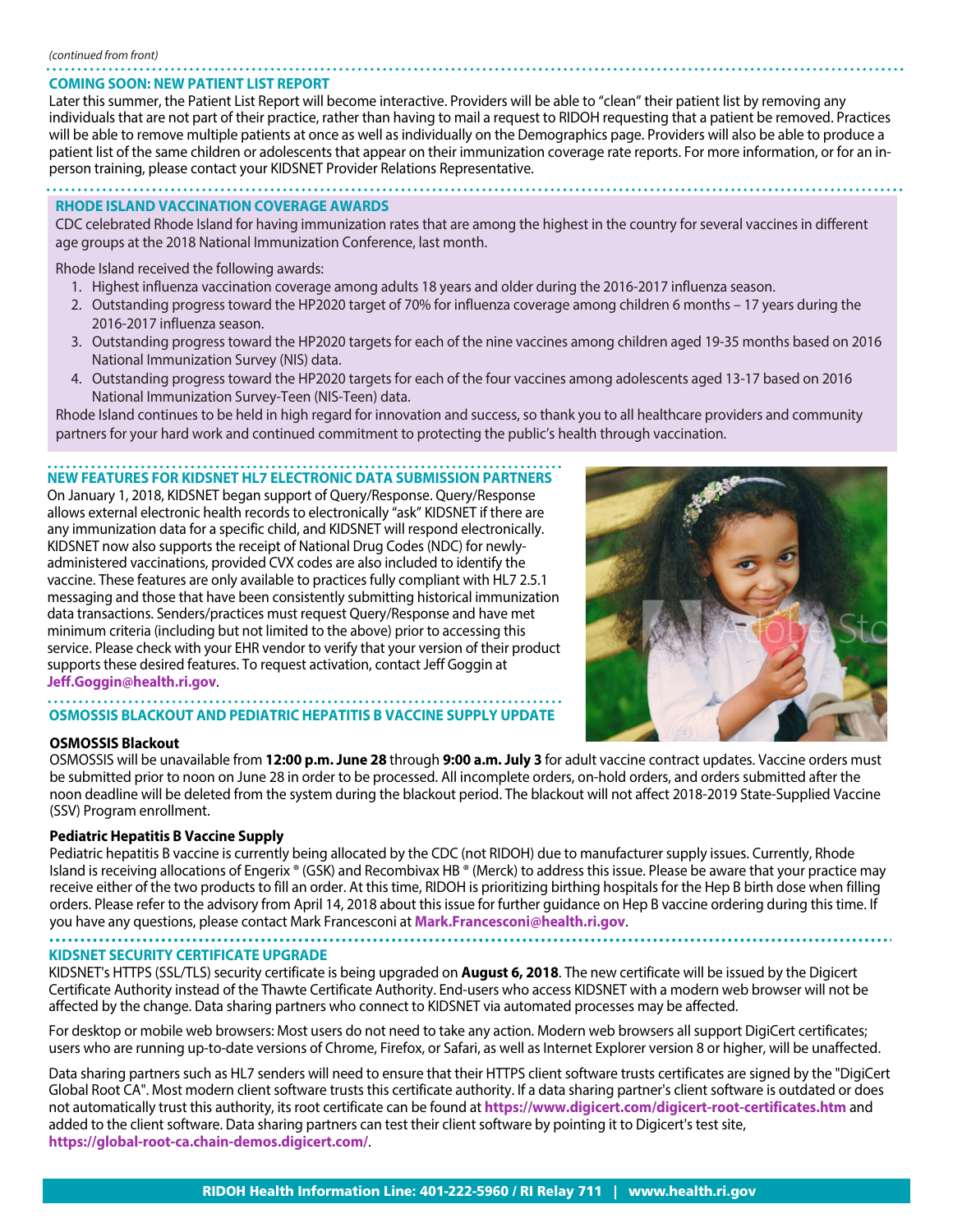*(continued from front)*

## COMING SOON: NEW PATIENT LIST REPORT

Later this summer, the Patient List Report will become interactive. Providers will be able to "clean" their patient list by removing any individuals that are not part of their practice, rather than having to mail a request to RIDOH requesting that a patient be removed. Practices will be able to remove multiple patients at once as well as individually on the Demographics page. Providers will also be able to produce a patient list of the same children or adolescents that appear on their immunization coverage rate reports. For more information, or for an in-person training, please contact your KIDSNET Provider Relations Representative.

## RHODE ISLAND VACCINATION COVERAGE AWARDS

CDC celebrated Rhode Island for having immunization rates that are among the highest in the country for several vaccines in different age groups at the 2018 National Immunization Conference, last month.

Rhode Island received the following awards:

1. Highest influenza vaccination coverage among adults 18 years and older during the 2016-2017 influenza season.
2. Outstanding progress toward the HP2020 target of 70% for influenza coverage among children 6 months – 17 years during the 2016-2017 influenza season.
3. Outstanding progress toward the HP2020 targets for each of the nine vaccines among children aged 19-35 months based on 2016 National Immunization Survey (NIS) data.
4. Outstanding progress toward the HP2020 targets for each of the four vaccines among adolescents aged 13-17 based on 2016 National Immunization Survey-Teen (NIS-Teen) data.

Rhode Island continues to be held in high regard for innovation and success, so thank you to all healthcare providers and community partners for your hard work and continued commitment to protecting the public's health through vaccination.

## NEW FEATURES FOR KIDSNET HL7 ELECTRONIC DATA SUBMISSION PARTNERS

On January 1, 2018, KIDSNET began support of Query/Response. Query/Response allows external electronic health records to electronically "ask" KIDSNET if there are any immunization data for a specific child, and KIDSNET will respond electronically. KIDSNET now also supports the receipt of National Drug Codes (NDC) for newly-administered vaccinations, provided CVX codes are also included to identify the vaccine. These features are only available to practices fully compliant with HL7 2.5.1 messaging and those that have been consistently submitting historical immunization data transactions. Senders/practices must request Query/Response and have met minimum criteria (including but not limited to the above) prior to accessing this service. Please check with your EHR vendor to verify that your version of their product supports these desired features. To request activation, contact Jeff Goggin at **Jeff.Goggin@health.ri.gov**.

## OSMOSSIS BLACKOUT AND PEDIATRIC HEPATITIS B VACCINE SUPPLY UPDATE

### OSMOSSIS Blackout

OSMOSSIS will be unavailable from **12:00 p.m. June 28** through **9:00 a.m. July 3** for adult vaccine contract updates. Vaccine orders must be submitted prior to noon on June 28 in order to be processed. All incomplete orders, on-hold orders, and orders submitted after the noon deadline will be deleted from the system during the blackout period. The blackout will not affect 2018-2019 State-Supplied Vaccine (SSV) Program enrollment.

### Pediatric Hepatitis B Vaccine Supply

Pediatric hepatitis B vaccine is currently being allocated by the CDC (not RIDOH) due to manufacturer supply issues. Currently, Rhode Island is receiving allocations of Engerix ® (GSK) and Recombivax HB ® (Merck) to address this issue. Please be aware that your practice may receive either of the two products to fill an order. At this time, RIDOH is prioritizing birthing hospitals for the Hep B birth dose when filling orders. Please refer to the advisory from April 14, 2018 about this issue for further guidance on Hep B vaccine ordering during this time. If you have any questions, please contact Mark Francesconi at **Mark.Francesconi@health.ri.gov**.

## KIDSNET SECURITY CERTIFICATE UPGRADE

KIDSNET's HTTPS (SSL/TLS) security certificate is being upgraded on **August 6, 2018**. The new certificate will be issued by the Digicert Certificate Authority instead of the Thawte Certificate Authority. End-users who access KIDSNET with a modern web browser will not be affected by the change. Data sharing partners who connect to KIDSNET via automated processes may be affected.

For desktop or mobile web browsers: Most users do not need to take any action. Modern web browsers all support DigiCert certificates; users who are running up-to-date versions of Chrome, Firefox, or Safari, as well as Internet Explorer version 8 or higher, will be unaffected.

Data sharing partners such as HL7 senders will need to ensure that their HTTPS client software trusts certificates are signed by the "DigiCert Global Root CA". Most modern client software trusts this certificate authority. If a data sharing partner's client software is outdated or does not automatically trust this authority, its root certificate can be found at **https://www.digicert.com/digicert-root-certificates.htm** and added to the client software. Data sharing partners can test their client software by pointing it to Digicert's test site, **https://global-root-ca.chain-demos.digicert.com/**.

RIDOH Health Information Line: 401-222-5960 / RI Relay 711 | www.health.ri.gov